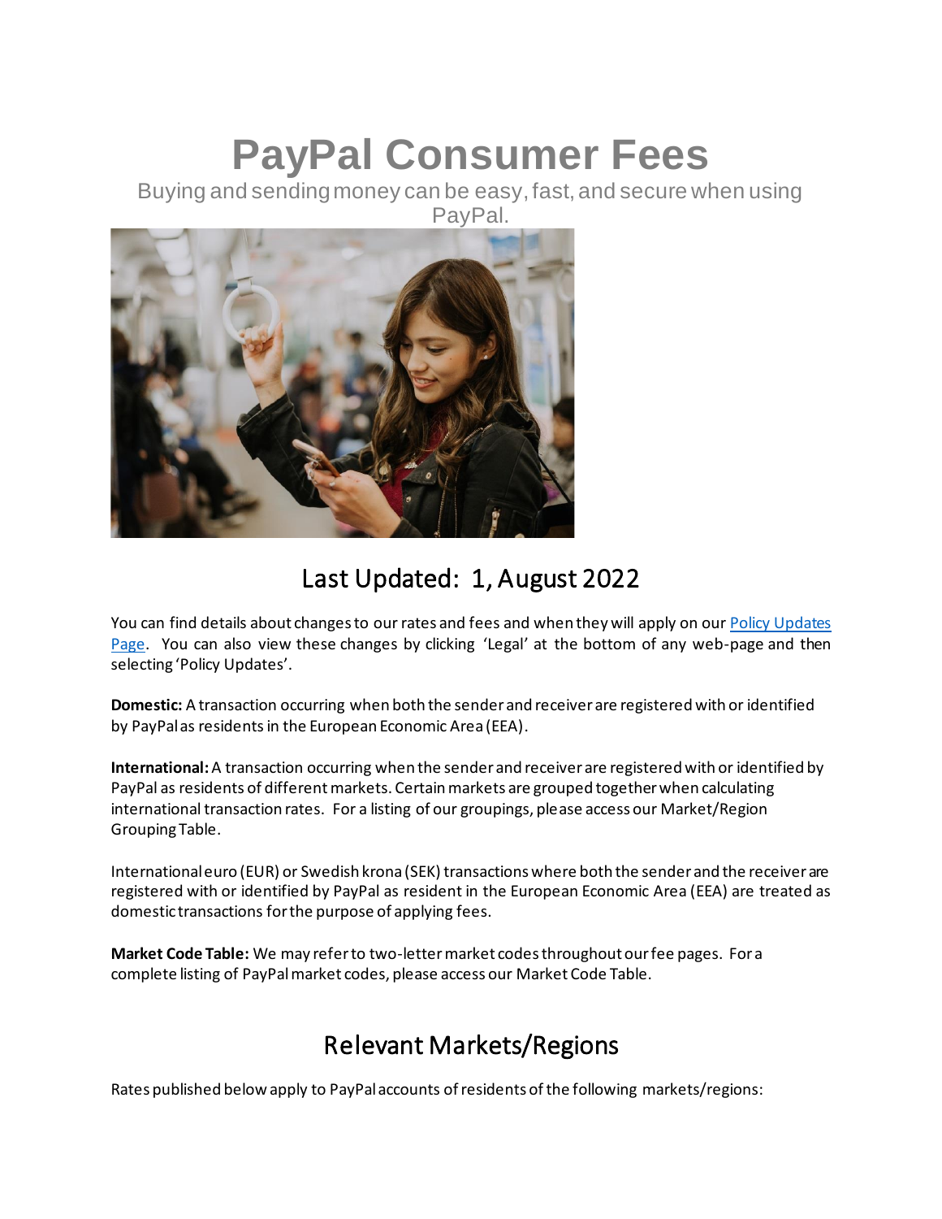# PayPal Consumer Fees

Buying and sending money can be easy, fast, and secure when using PayPal.

## Last Updated: 1, August 2022

You can find details about changes to our rates and fees and when they will apply on our Policy Updates Page. You can also view these changes by clicking 'Legal' at the bottom of any web-page and then selecting 'Policy Updates'.

**Domestic:** A transaction occurring when both the sender and receiver are registered with or identified by PayPal as residents in the European Economic Area (EEA).

**International:** A transaction occurring when the sender and receiver are registered with or identified by PayPal as residents of different markets. Certain markets are grouped together when calculating international transaction rates. For a listing of our groupings, please access our Market/Region Grouping Table.

International euro (EUR) or Swedish krona (SEK) transactions where both the sender and the receiver are registered with or identified by PayPal as resident in the European Economic Area (EEA) are treated as domestic transactions for the purpose of applying fees.

**Market Code Table:** We may refer to two-letter market codes throughout our fee pages. For a complete listing of PayPal market codes, please access our Market Code Table.

## Relevant Markets/Regions

Rates published below apply to PayPal accounts of residents of the following markets/regions: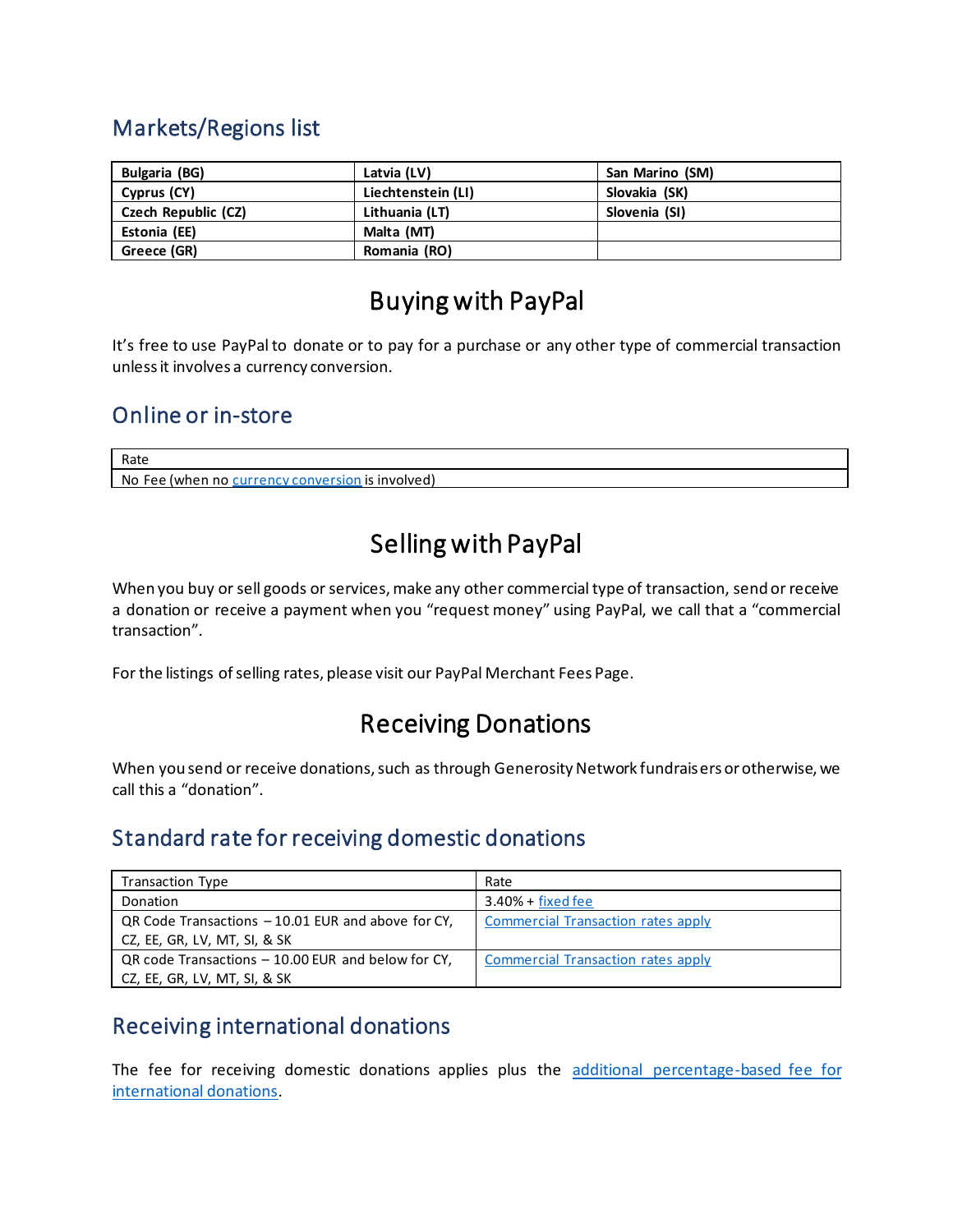## Markets/Regions list

| Bulgaria (BG) | Latvia (LV) | San Marino (SM) |
|---|---|---|
| Cyprus (CY) | Liechtenstein (LI) | Slovakia (SK) |
| Czech Republic (CZ) | Lithuania (LT) | Slovenia (SI) |
| Estonia (EE) | Malta (MT) | |
| Greece (GR) | Romania (RO) | |

# Buying with PayPal

It's free to use PayPal to donate or to pay for a purchase or any other type of commercial transaction unless it involves a currency conversion.

## Online or in-store

| Rate |
|---|
| No Fee (when no currency conversion is involved) |

# Selling with PayPal

When you buy or sell goods or services, make any other commercial type of transaction, send or receive a donation or receive a payment when you "request money" using PayPal, we call that a "commercial transaction".

For the listings of selling rates, please visit our PayPal Merchant Fees Page.

# Receiving Donations

When you send or receive donations, such as through Generosity Network fundraisers or otherwise, we call this a "donation".

## Standard rate for receiving domestic donations

| Transaction Type | Rate |
|---|---|
| Donation | 3.40% + fixed fee |
| QR Code Transactions – 10.01 EUR and above for CY, CZ, EE, GR, LV, MT, SI, & SK | Commercial Transaction rates apply |
| QR code Transactions – 10.00 EUR and below for CY, CZ, EE, GR, LV, MT, SI, & SK | Commercial Transaction rates apply |

## Receiving international donations

The fee for receiving domestic donations applies plus the additional percentage-based fee for international donations.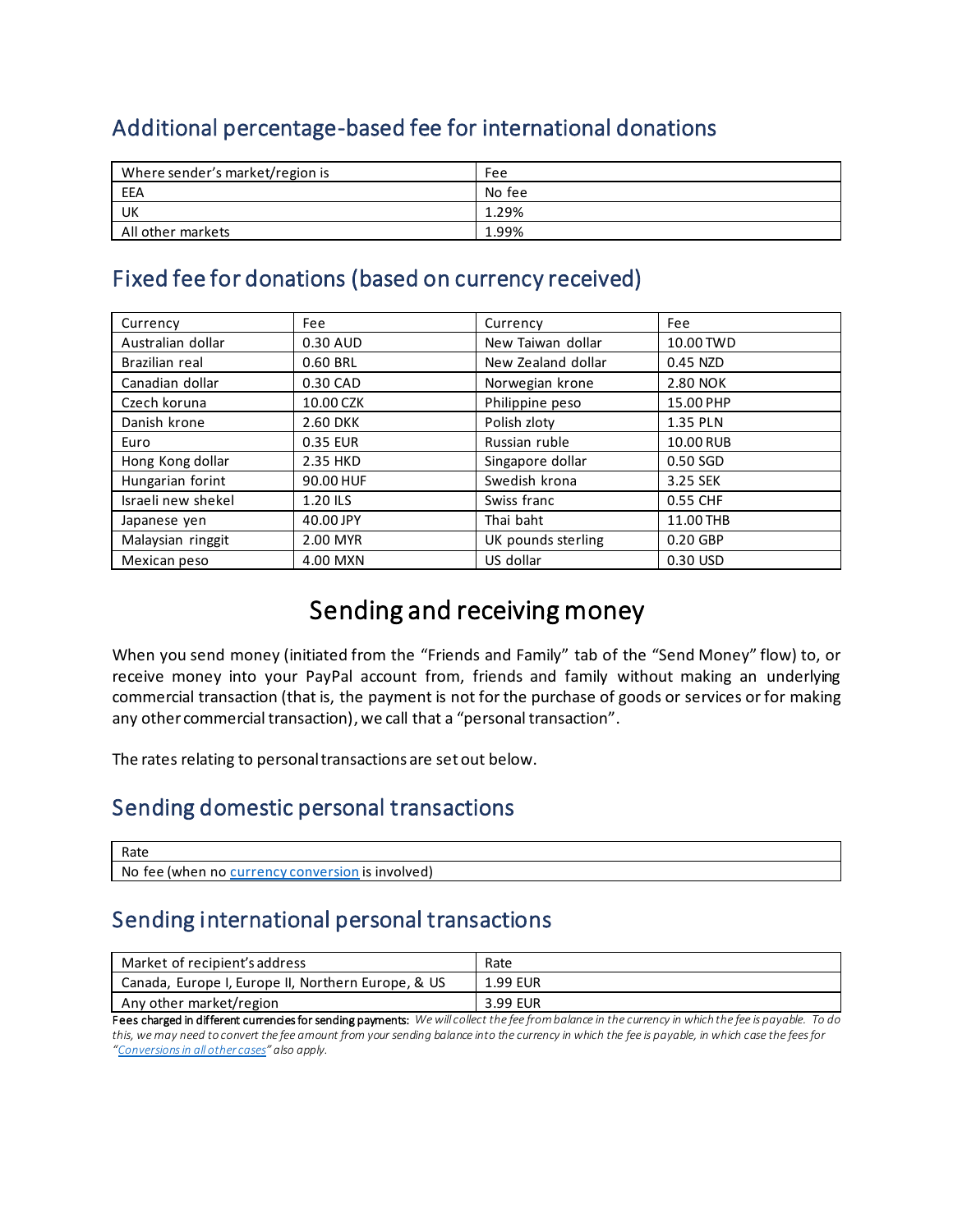## Additional percentage-based fee for international donations

| Where sender's market/region is | Fee |
|---|---|
| EEA | No fee |
| UK | 1.29% |
| All other markets | 1.99% |

## Fixed fee for donations (based on currency received)

| Currency | Fee | Currency | Fee |
|---|---|---|---|
| Australian dollar | 0.30 AUD | New Taiwan dollar | 10.00 TWD |
| Brazilian real | 0.60 BRL | New Zealand dollar | 0.45 NZD |
| Canadian dollar | 0.30 CAD | Norwegian krone | 2.80 NOK |
| Czech koruna | 10.00 CZK | Philippine peso | 15.00 PHP |
| Danish krone | 2.60 DKK | Polish zloty | 1.35 PLN |
| Euro | 0.35 EUR | Russian ruble | 10.00 RUB |
| Hong Kong dollar | 2.35 HKD | Singapore dollar | 0.50 SGD |
| Hungarian forint | 90.00 HUF | Swedish krona | 3.25 SEK |
| Israeli new shekel | 1.20 ILS | Swiss franc | 0.55 CHF |
| Japanese yen | 40.00 JPY | Thai baht | 11.00 THB |
| Malaysian ringgit | 2.00 MYR | UK pounds sterling | 0.20 GBP |
| Mexican peso | 4.00 MXN | US dollar | 0.30 USD |

# Sending and receiving money

When you send money (initiated from the "Friends and Family" tab of the "Send Money" flow) to, or receive money into your PayPal account from, friends and family without making an underlying commercial transaction (that is, the payment is not for the purchase of goods or services or for making any other commercial transaction), we call that a "personal transaction".

The rates relating to personal transactions are set out below.

## Sending domestic personal transactions

| Rate |
|---|
| No fee (when no currency conversion is involved) |

## Sending international personal transactions

| Market of recipient's address | Rate |
|---|---|
| Canada, Europe I, Europe II, Northern Europe, & US | 1.99 EUR |
| Any other market/region | 3.99 EUR |

Fees charged in different currencies for sending payments: *We will collect the fee from balance in the currency in which the fee is payable. To do this, we may need to convert the fee amount from your sending balance into the currency in which the fee is payable, in which case the fees for "Conversions in all other cases" also apply.*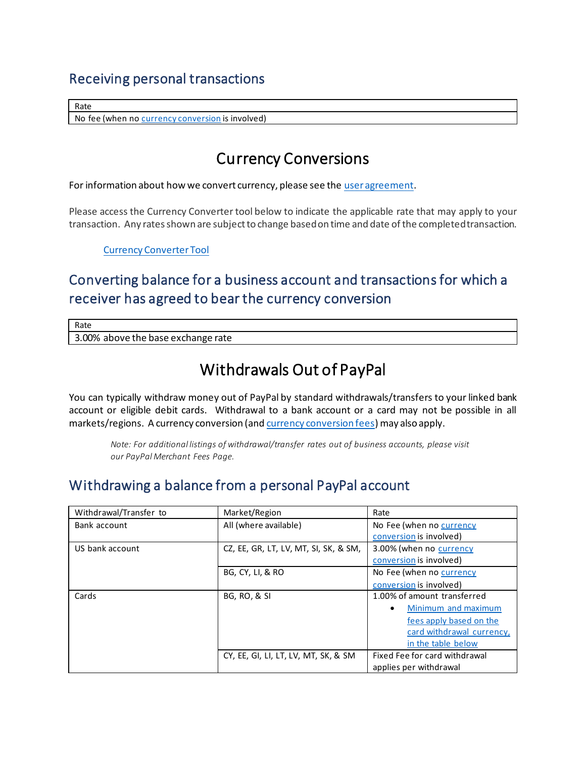## Receiving personal transactions

| Rate |
| --- |
| No fee (when no currency conversion is involved) |

# Currency Conversions

For information about how we convert currency, please see the user agreement.

Please access the Currency Converter tool below to indicate the applicable rate that may apply to your transaction. Any rates shown are subject to change based on time and date of the completed transaction.

Currency Converter Tool

## Converting balance for a business account and transactions for which a receiver has agreed to bear the currency conversion

| Rate |
| --- |
| 3.00% above the base exchange rate |

# Withdrawals Out of PayPal

You can typically withdraw money out of PayPal by standard withdrawals/transfers to your linked bank account or eligible debit cards. Withdrawal to a bank account or a card may not be possible in all markets/regions. A currency conversion (and currency conversion fees) may also apply.

*Note: For additional listings of withdrawal/transfer rates out of business accounts, please visit our PayPal Merchant Fees Page.*

## Withdrawing a balance from a personal PayPal account

| Withdrawal/Transfer to | Market/Region | Rate |
| --- | --- | --- |
| Bank account | All (where available) | No Fee (when no currency conversion is involved) |
| US bank account | CZ, EE, GR, LT, LV, MT, SI, SK, & SM, | 3.00% (when no currency conversion is involved) |
| | BG, CY, LI, & RO | No Fee (when no currency conversion is involved) |
| Cards | BG, RO, & SI | 1.00% of amount transferred<br>• Minimum and maximum fees apply based on the card withdrawal currency, in the table below |
| | CY, EE, GI, LI, LT, LV, MT, SK, & SM | Fixed Fee for card withdrawal applies per withdrawal |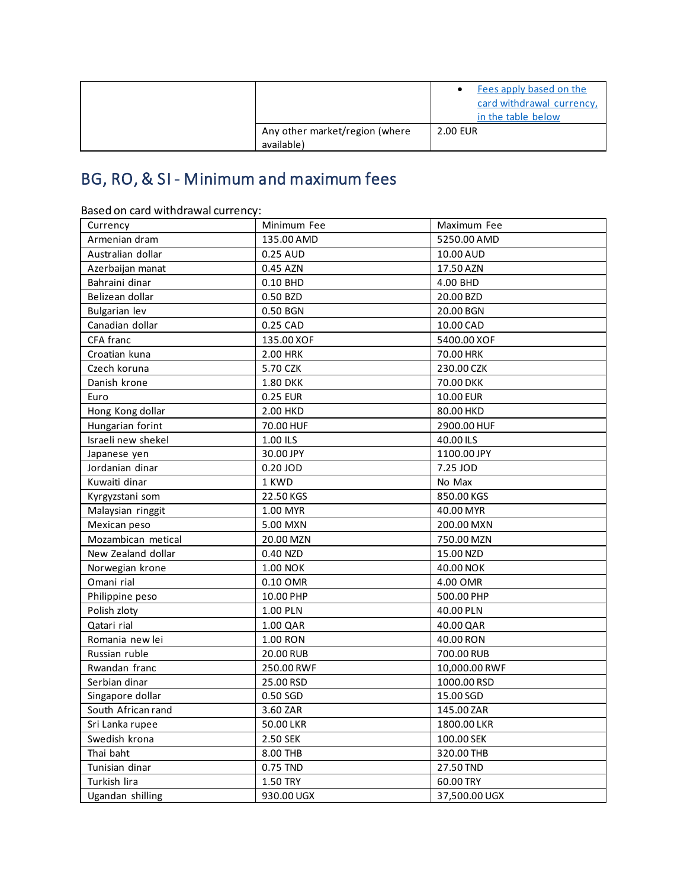| | | • [Fees apply based on the card withdrawal currency, in the table below]() |
|---|---|---|
| | Any other market/region (where available) | 2.00 EUR |

## BG, RO, & SI - Minimum and maximum fees

Based on card withdrawal currency:

| Currency | Minimum Fee | Maximum Fee |
|---|---|---|
| Armenian dram | 135.00 AMD | 5250.00 AMD |
| Australian dollar | 0.25 AUD | 10.00 AUD |
| Azerbaijan manat | 0.45 AZN | 17.50 AZN |
| Bahraini dinar | 0.10 BHD | 4.00 BHD |
| Belizean dollar | 0.50 BZD | 20.00 BZD |
| Bulgarian lev | 0.50 BGN | 20.00 BGN |
| Canadian dollar | 0.25 CAD | 10.00 CAD |
| CFA franc | 135.00 XOF | 5400.00 XOF |
| Croatian kuna | 2.00 HRK | 70.00 HRK |
| Czech koruna | 5.70 CZK | 230.00 CZK |
| Danish krone | 1.80 DKK | 70.00 DKK |
| Euro | 0.25 EUR | 10.00 EUR |
| Hong Kong dollar | 2.00 HKD | 80.00 HKD |
| Hungarian forint | 70.00 HUF | 2900.00 HUF |
| Israeli new shekel | 1.00 ILS | 40.00 ILS |
| Japanese yen | 30.00 JPY | 1100.00 JPY |
| Jordanian dinar | 0.20 JOD | 7.25 JOD |
| Kuwaiti dinar | 1 KWD | No Max |
| Kyrgyzstani som | 22.50 KGS | 850.00 KGS |
| Malaysian ringgit | 1.00 MYR | 40.00 MYR |
| Mexican peso | 5.00 MXN | 200.00 MXN |
| Mozambican metical | 20.00 MZN | 750.00 MZN |
| New Zealand dollar | 0.40 NZD | 15.00 NZD |
| Norwegian krone | 1.00 NOK | 40.00 NOK |
| Omani rial | 0.10 OMR | 4.00 OMR |
| Philippine peso | 10.00 PHP | 500.00 PHP |
| Polish zloty | 1.00 PLN | 40.00 PLN |
| Qatari rial | 1.00 QAR | 40.00 QAR |
| Romania new lei | 1.00 RON | 40.00 RON |
| Russian ruble | 20.00 RUB | 700.00 RUB |
| Rwandan franc | 250.00 RWF | 10,000.00 RWF |
| Serbian dinar | 25.00 RSD | 1000.00 RSD |
| Singapore dollar | 0.50 SGD | 15.00 SGD |
| South African rand | 3.60 ZAR | 145.00 ZAR |
| Sri Lanka rupee | 50.00 LKR | 1800.00 LKR |
| Swedish krona | 2.50 SEK | 100.00 SEK |
| Thai baht | 8.00 THB | 320.00 THB |
| Tunisian dinar | 0.75 TND | 27.50 TND |
| Turkish lira | 1.50 TRY | 60.00 TRY |
| Ugandan shilling | 930.00 UGX | 37,500.00 UGX |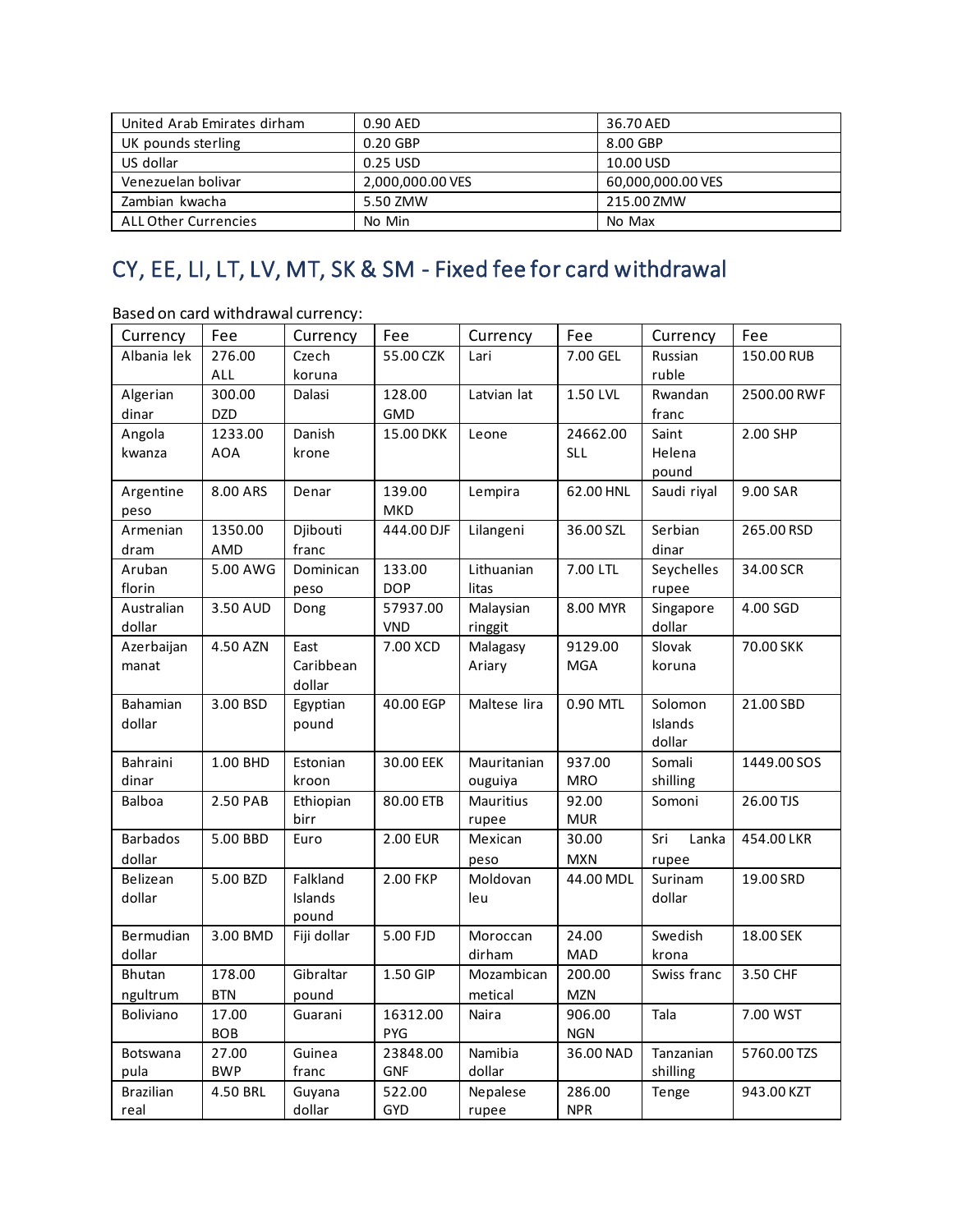| United Arab Emirates dirham | 0.90 AED | 36.70 AED |
|---|---|---|
| UK pounds sterling | 0.20 GBP | 8.00 GBP |
| US dollar | 0.25 USD | 10.00 USD |
| Venezuelan bolivar | 2,000,000.00 VES | 60,000,000.00 VES |
| Zambian kwacha | 5.50 ZMW | 215.00 ZMW |
| ALL Other Currencies | No Min | No Max |

## CY, EE, LI, LT, LV, MT, SK & SM - Fixed fee for card withdrawal

Based on card withdrawal currency:

| Currency | Fee | Currency | Fee | Currency | Fee | Currency | Fee |
|---|---|---|---|---|---|---|---|
| Albania lek | 276.00 ALL | Czech koruna | 55.00 CZK | Lari | 7.00 GEL | Russian ruble | 150.00 RUB |
| Algerian dinar | 300.00 DZD | Dalasi | 128.00 GMD | Latvian lat | 1.50 LVL | Rwandan franc | 2500.00 RWF |
| Angola kwanza | 1233.00 AOA | Danish krone | 15.00 DKK | Leone | 24662.00 SLL | Saint Helena pound | 2.00 SHP |
| Argentine peso | 8.00 ARS | Denar | 139.00 MKD | Lempira | 62.00 HNL | Saudi riyal | 9.00 SAR |
| Armenian dram | 1350.00 AMD | Djibouti franc | 444.00 DJF | Lilangeni | 36.00 SZL | Serbian dinar | 265.00 RSD |
| Aruban florin | 5.00 AWG | Dominican peso | 133.00 DOP | Lithuanian litas | 7.00 LTL | Seychelles rupee | 34.00 SCR |
| Australian dollar | 3.50 AUD | Dong | 57937.00 VND | Malaysian ringgit | 8.00 MYR | Singapore dollar | 4.00 SGD |
| Azerbaijan manat | 4.50 AZN | East Caribbean dollar | 7.00 XCD | Malagasy Ariary | 9129.00 MGA | Slovak koruna | 70.00 SKK |
| Bahamian dollar | 3.00 BSD | Egyptian pound | 40.00 EGP | Maltese lira | 0.90 MTL | Solomon Islands dollar | 21.00 SBD |
| Bahraini dinar | 1.00 BHD | Estonian kroon | 30.00 EEK | Mauritanian ouguiya | 937.00 MRO | Somali shilling | 1449.00 SOS |
| Balboa | 2.50 PAB | Ethiopian birr | 80.00 ETB | Mauritius rupee | 92.00 MUR | Somoni | 26.00 TJS |
| Barbados dollar | 5.00 BBD | Euro | 2.00 EUR | Mexican peso | 30.00 MXN | Sri Lanka rupee | 454.00 LKR |
| Belizean dollar | 5.00 BZD | Falkland Islands pound | 2.00 FKP | Moldovan leu | 44.00 MDL | Surinam dollar | 19.00 SRD |
| Bermudian dollar | 3.00 BMD | Fiji dollar | 5.00 FJD | Moroccan dirham | 24.00 MAD | Swedish krona | 18.00 SEK |
| Bhutan ngultrum | 178.00 BTN | Gibraltar pound | 1.50 GIP | Mozambican metical | 200.00 MZN | Swiss franc | 3.50 CHF |
| Boliviano | 17.00 BOB | Guarani | 16312.00 PYG | Naira | 906.00 NGN | Tala | 7.00 WST |
| Botswana pula | 27.00 BWP | Guinea franc | 23848.00 GNF | Namibia dollar | 36.00 NAD | Tanzanian shilling | 5760.00 TZS |
| Brazilian real | 4.50 BRL | Guyana dollar | 522.00 GYD | Nepalese rupee | 286.00 NPR | Tenge | 943.00 KZT |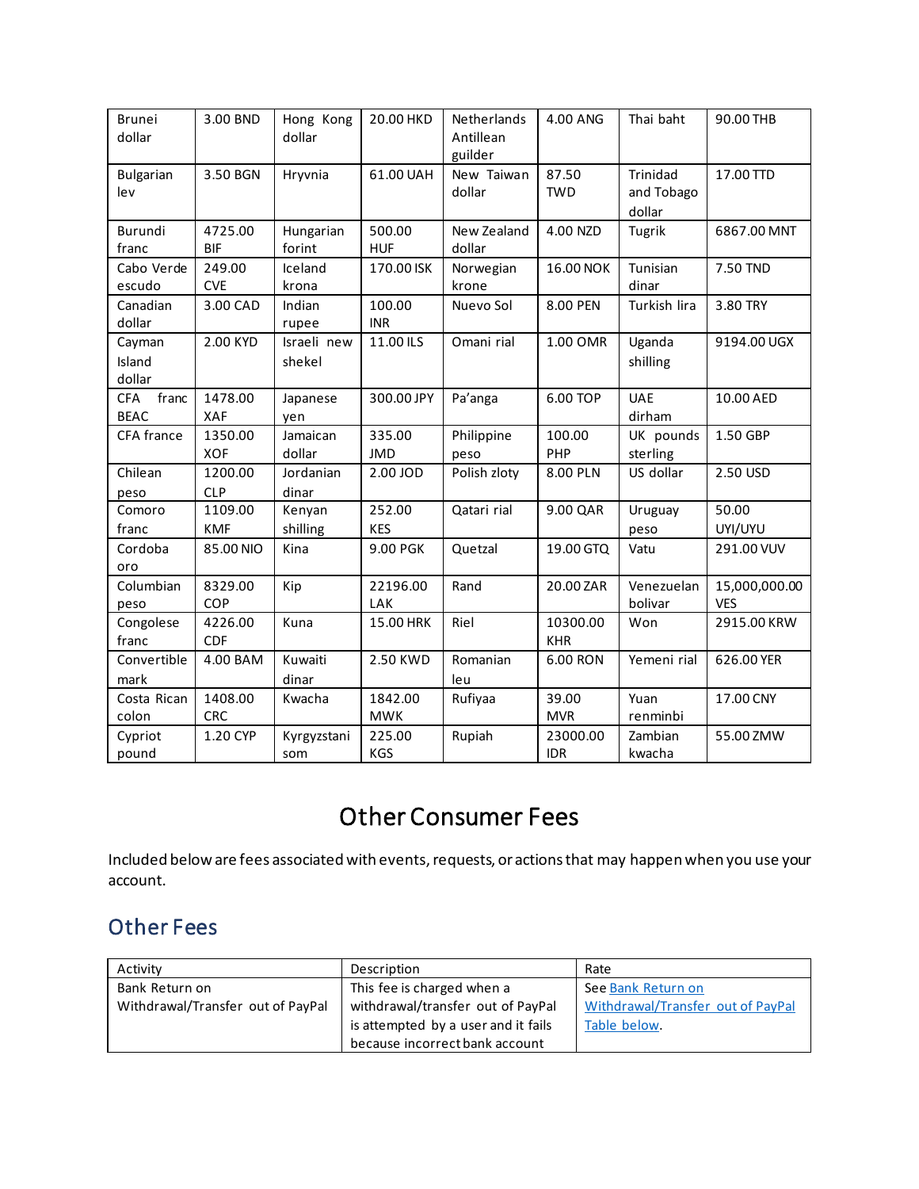| Brunei dollar | 3.00 BND | Hong Kong dollar | 20.00 HKD | Netherlands Antillean guilder | 4.00 ANG | Thai baht | 90.00 THB |
|---|---|---|---|---|---|---|---|
| Bulgarian lev | 3.50 BGN | Hryvnia | 61.00 UAH | New Taiwan dollar | 87.50 TWD | Trinidad and Tobago dollar | 17.00 TTD |
| Burundi franc | 4725.00 BIF | Hungarian forint | 500.00 HUF | New Zealand dollar | 4.00 NZD | Tugrik | 6867.00 MNT |
| Cabo Verde escudo | 249.00 CVE | Iceland krona | 170.00 ISK | Norwegian krone | 16.00 NOK | Tunisian dinar | 7.50 TND |
| Canadian dollar | 3.00 CAD | Indian rupee | 100.00 INR | Nuevo Sol | 8.00 PEN | Turkish lira | 3.80 TRY |
| Cayman Island dollar | 2.00 KYD | Israeli new shekel | 11.00 ILS | Omani rial | 1.00 OMR | Uganda shilling | 9194.00 UGX |
| CFA franc BEAC | 1478.00 XAF | Japanese yen | 300.00 JPY | Pa'anga | 6.00 TOP | UAE dirham | 10.00 AED |
| CFA france | 1350.00 XOF | Jamaican dollar | 335.00 JMD | Philippine peso | 100.00 PHP | UK pounds sterling | 1.50 GBP |
| Chilean peso | 1200.00 CLP | Jordanian dinar | 2.00 JOD | Polish zloty | 8.00 PLN | US dollar | 2.50 USD |
| Comoro franc | 1109.00 KMF | Kenyan shilling | 252.00 KES | Qatari rial | 9.00 QAR | Uruguay peso | 50.00 UYI/UYU |
| Cordoba oro | 85.00 NIO | Kina | 9.00 PGK | Quetzal | 19.00 GTQ | Vatu | 291.00 VUV |
| Columbian peso | 8329.00 COP | Kip | 22196.00 LAK | Rand | 20.00 ZAR | Venezuelan bolivar | 15,000,000.00 VES |
| Congolese franc | 4226.00 CDF | Kuna | 15.00 HRK | Riel | 10300.00 KHR | Won | 2915.00 KRW |
| Convertible mark | 4.00 BAM | Kuwaiti dinar | 2.50 KWD | Romanian leu | 6.00 RON | Yemeni rial | 626.00 YER |
| Costa Rican colon | 1408.00 CRC | Kwacha | 1842.00 MWK | Rufiyaa | 39.00 MVR | Yuan renminbi | 17.00 CNY |
| Cypriot pound | 1.20 CYP | Kyrgyzstani som | 225.00 KGS | Rupiah | 23000.00 IDR | Zambian kwacha | 55.00 ZMW |

# Other Consumer Fees

Included below are fees associated with events, requests, or actions that may happen when you use your account.

## Other Fees

| Activity | Description | Rate |
|---|---|---|
| Bank Return on Withdrawal/Transfer out of PayPal | This fee is charged when a withdrawal/transfer out of PayPal is attempted by a user and it fails because incorrect bank account | See Bank Return on Withdrawal/Transfer out of PayPal Table below. |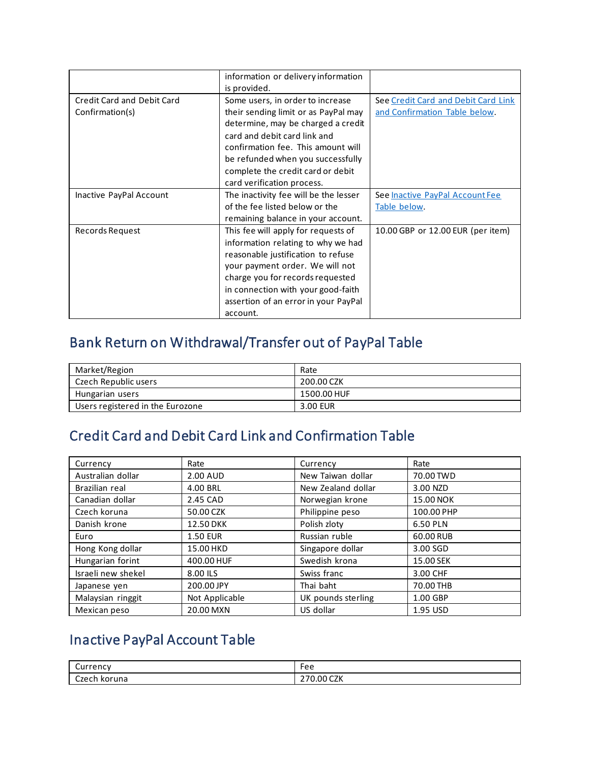|  | information or delivery information is provided. |  |
|---|---|---|
| Credit Card and Debit Card Confirmation(s) | Some users, in order to increase their sending limit or as PayPal may determine, may be charged a credit card and debit card link and confirmation fee. This amount will be refunded when you successfully complete the credit card or debit card verification process. | See Credit Card and Debit Card Link and Confirmation Table below. |
| Inactive PayPal Account | The inactivity fee will be the lesser of the fee listed below or the remaining balance in your account. | See Inactive PayPal Account Fee Table below. |
| Records Request | This fee will apply for requests of information relating to why we had reasonable justification to refuse your payment order. We will not charge you for records requested in connection with your good-faith assertion of an error in your PayPal account. | 10.00 GBP or 12.00 EUR (per item) |

## Bank Return on Withdrawal/Transfer out of PayPal Table

| Market/Region | Rate |
|---|---|
| Czech Republic users | 200.00 CZK |
| Hungarian users | 1500.00 HUF |
| Users registered in the Eurozone | 3.00 EUR |

## Credit Card and Debit Card Link and Confirmation Table

| Currency | Rate | Currency | Rate |
|---|---|---|---|
| Australian dollar | 2.00 AUD | New Taiwan dollar | 70.00 TWD |
| Brazilian real | 4.00 BRL | New Zealand dollar | 3.00 NZD |
| Canadian dollar | 2.45 CAD | Norwegian krone | 15.00 NOK |
| Czech koruna | 50.00 CZK | Philippine peso | 100.00 PHP |
| Danish krone | 12.50 DKK | Polish zloty | 6.50 PLN |
| Euro | 1.50 EUR | Russian ruble | 60.00 RUB |
| Hong Kong dollar | 15.00 HKD | Singapore dollar | 3.00 SGD |
| Hungarian forint | 400.00 HUF | Swedish krona | 15.00 SEK |
| Israeli new shekel | 8.00 ILS | Swiss franc | 3.00 CHF |
| Japanese yen | 200.00 JPY | Thai baht | 70.00 THB |
| Malaysian ringgit | Not Applicable | UK pounds sterling | 1.00 GBP |
| Mexican peso | 20.00 MXN | US dollar | 1.95 USD |

## Inactive PayPal Account Table

| Currency | Fee |
|---|---|
| Czech koruna | 270.00 CZK |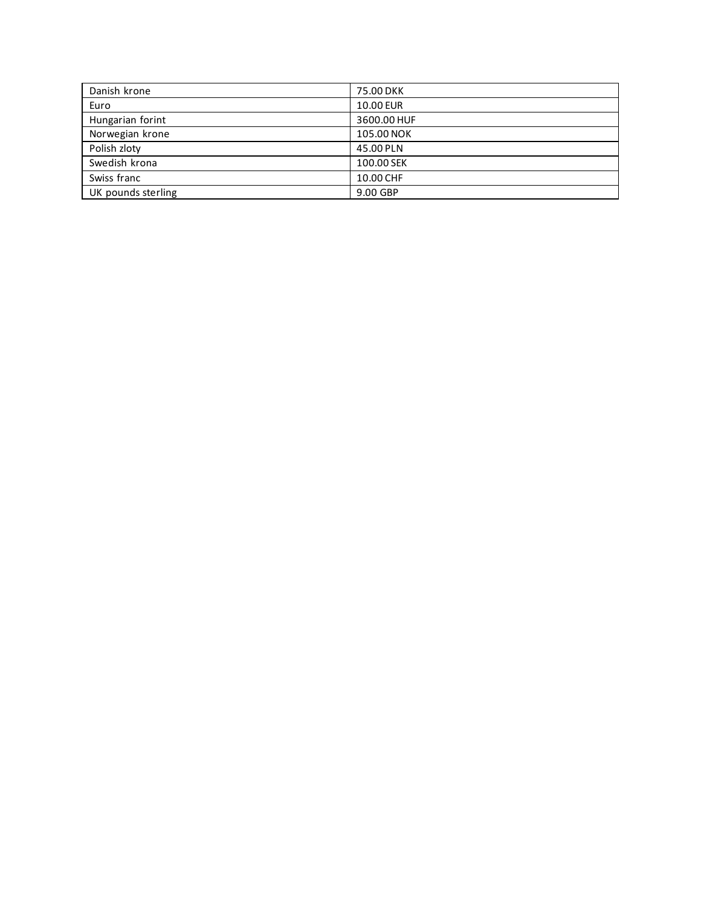| | |
|---|---|
| Danish krone | 75.00 DKK |
| Euro | 10.00 EUR |
| Hungarian forint | 3600.00 HUF |
| Norwegian krone | 105.00 NOK |
| Polish zloty | 45.00 PLN |
| Swedish krona | 100.00 SEK |
| Swiss franc | 10.00 CHF |
| UK pounds sterling | 9.00 GBP |